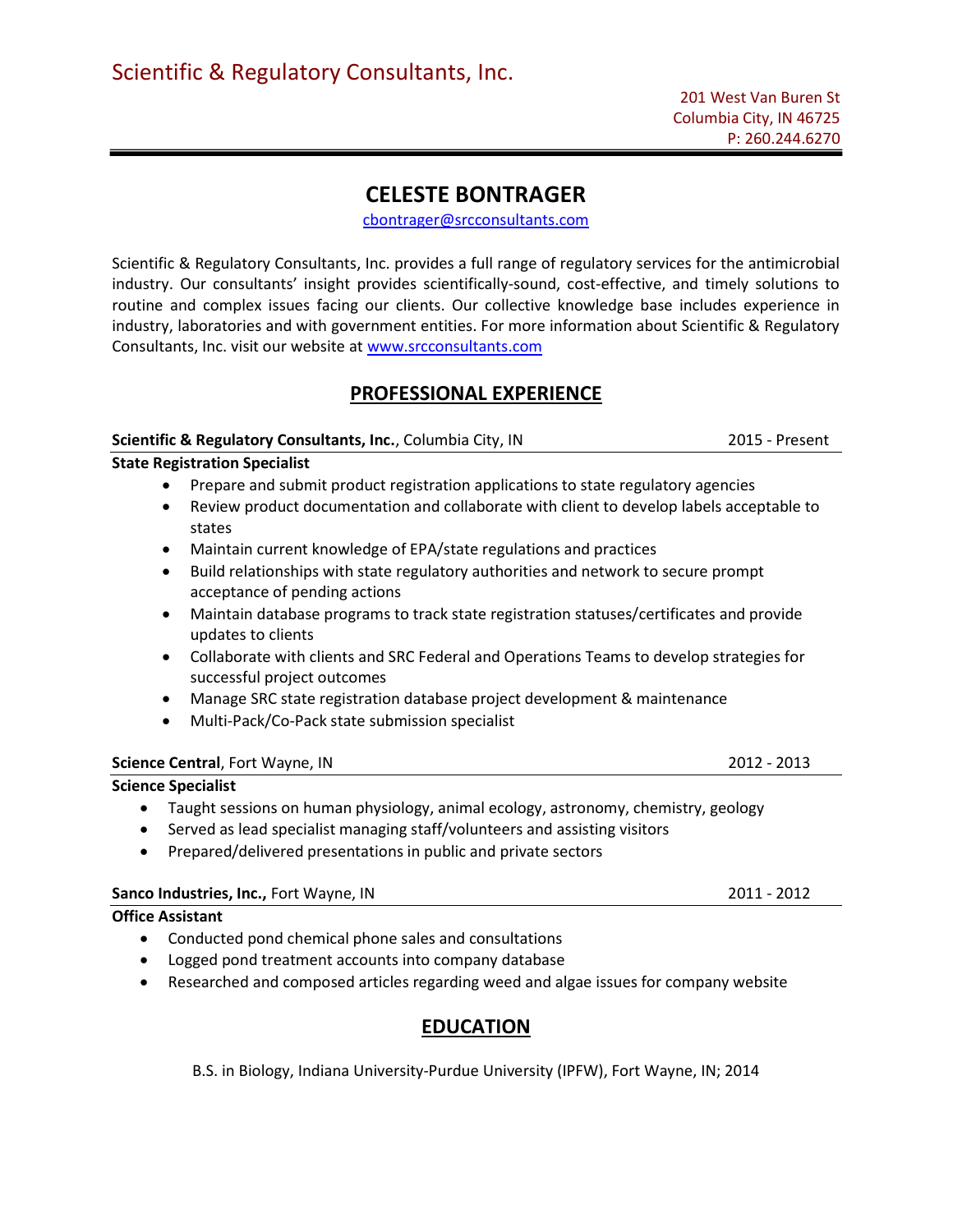Scientific & Regulatory Consultants, Inc.

201 West Van Buren St
Columbia City, IN 46725
P: 260.244.6270

# CELESTE BONTRAGER

cbontrager@srcconsultants.com

Scientific & Regulatory Consultants, Inc. provides a full range of regulatory services for the antimicrobial industry. Our consultants' insight provides scientifically-sound, cost-effective, and timely solutions to routine and complex issues facing our clients. Our collective knowledge base includes experience in industry, laboratories and with government entities. For more information about Scientific & Regulatory Consultants, Inc. visit our website at www.srcconsultants.com

## PROFESSIONAL EXPERIENCE

**Scientific & Regulatory Consultants, Inc.**, Columbia City, IN — 2015 - Present

**State Registration Specialist**

- Prepare and submit product registration applications to state regulatory agencies
- Review product documentation and collaborate with client to develop labels acceptable to states
- Maintain current knowledge of EPA/state regulations and practices
- Build relationships with state regulatory authorities and network to secure prompt acceptance of pending actions
- Maintain database programs to track state registration statuses/certificates and provide updates to clients
- Collaborate with clients and SRC Federal and Operations Teams to develop strategies for successful project outcomes
- Manage SRC state registration database project development & maintenance
- Multi-Pack/Co-Pack state submission specialist

**Science Central**, Fort Wayne, IN — 2012 - 2013

**Science Specialist**

- Taught sessions on human physiology, animal ecology, astronomy, chemistry, geology
- Served as lead specialist managing staff/volunteers and assisting visitors
- Prepared/delivered presentations in public and private sectors

**Sanco Industries, Inc.,** Fort Wayne, IN — 2011 - 2012

**Office Assistant**

- Conducted pond chemical phone sales and consultations
- Logged pond treatment accounts into company database
- Researched and composed articles regarding weed and algae issues for company website

## EDUCATION

B.S. in Biology, Indiana University-Purdue University (IPFW), Fort Wayne, IN; 2014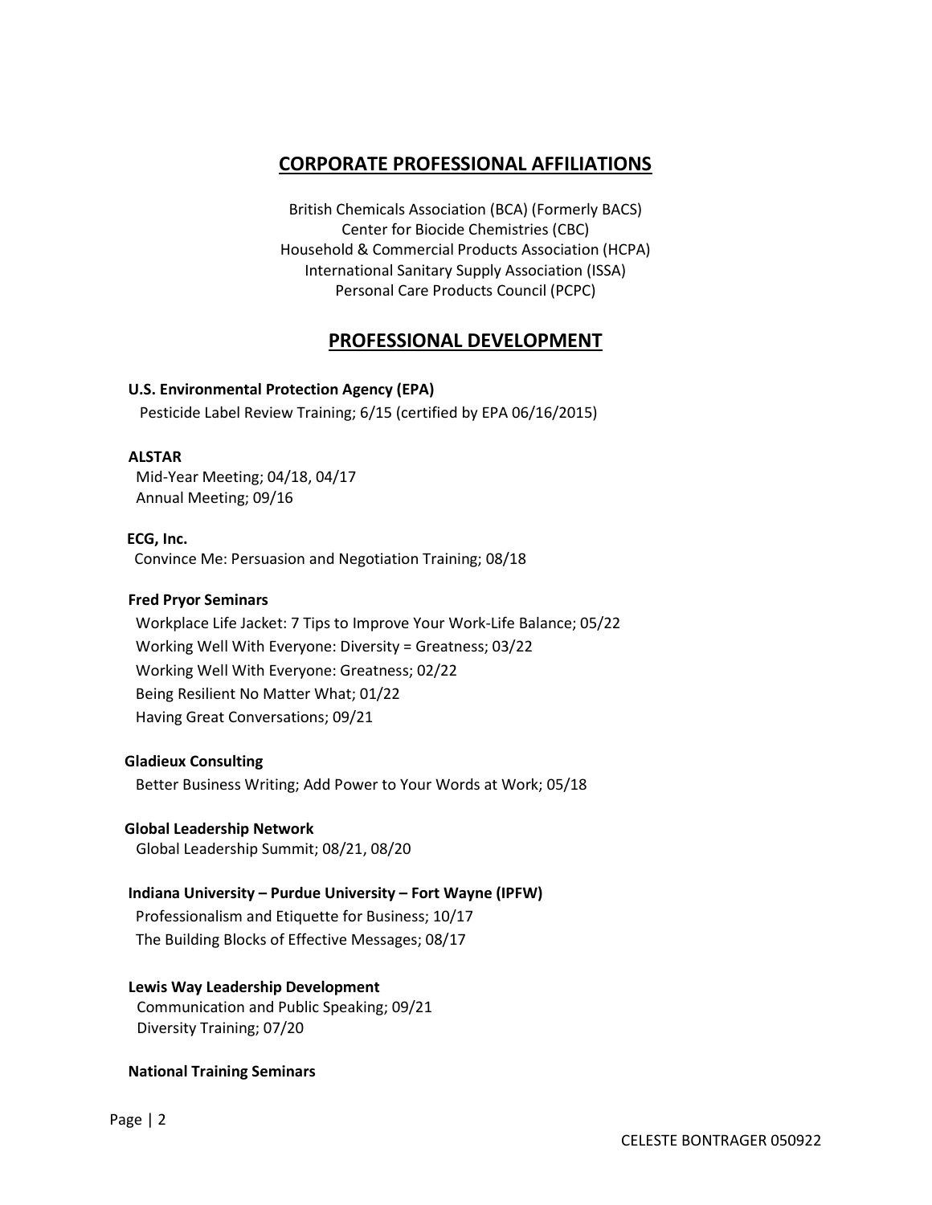## CORPORATE PROFESSIONAL AFFILIATIONS

British Chemicals Association (BCA) (Formerly BACS)
Center for Biocide Chemistries (CBC)
Household & Commercial Products Association (HCPA)
International Sanitary Supply Association (ISSA)
Personal Care Products Council (PCPC)

## PROFESSIONAL DEVELOPMENT

**U.S. Environmental Protection Agency (EPA)**
Pesticide Label Review Training; 6/15 (certified by EPA 06/16/2015)

**ALSTAR**
Mid-Year Meeting; 04/18, 04/17
Annual Meeting; 09/16

**ECG, Inc.**
Convince Me: Persuasion and Negotiation Training; 08/18

**Fred Pryor Seminars**
Workplace Life Jacket: 7 Tips to Improve Your Work-Life Balance; 05/22
Working Well With Everyone: Diversity = Greatness; 03/22
Working Well With Everyone: Greatness; 02/22
Being Resilient No Matter What; 01/22
Having Great Conversations; 09/21

**Gladieux Consulting**
Better Business Writing; Add Power to Your Words at Work; 05/18

**Global Leadership Network**
Global Leadership Summit; 08/21, 08/20

**Indiana University – Purdue University – Fort Wayne (IPFW)**
Professionalism and Etiquette for Business; 10/17
The Building Blocks of Effective Messages; 08/17

**Lewis Way Leadership Development**
Communication and Public Speaking; 09/21
Diversity Training; 07/20

**National Training Seminars**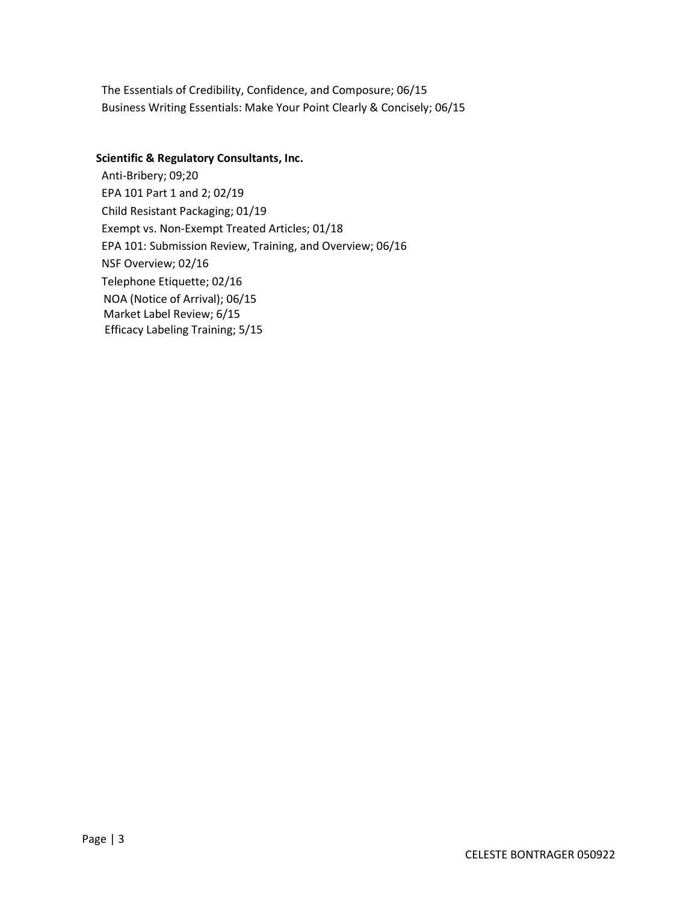The Essentials of Credibility, Confidence, and Composure; 06/15
Business Writing Essentials: Make Your Point Clearly & Concisely; 06/15

**Scientific & Regulatory Consultants, Inc.**

Anti-Bribery; 09;20
EPA 101 Part 1 and 2; 02/19
Child Resistant Packaging; 01/19
Exempt vs. Non-Exempt Treated Articles; 01/18
EPA 101: Submission Review, Training, and Overview; 06/16
NSF Overview; 02/16
Telephone Etiquette; 02/16
NOA (Notice of Arrival); 06/15
Market Label Review; 6/15
Efficacy Labeling Training; 5/15